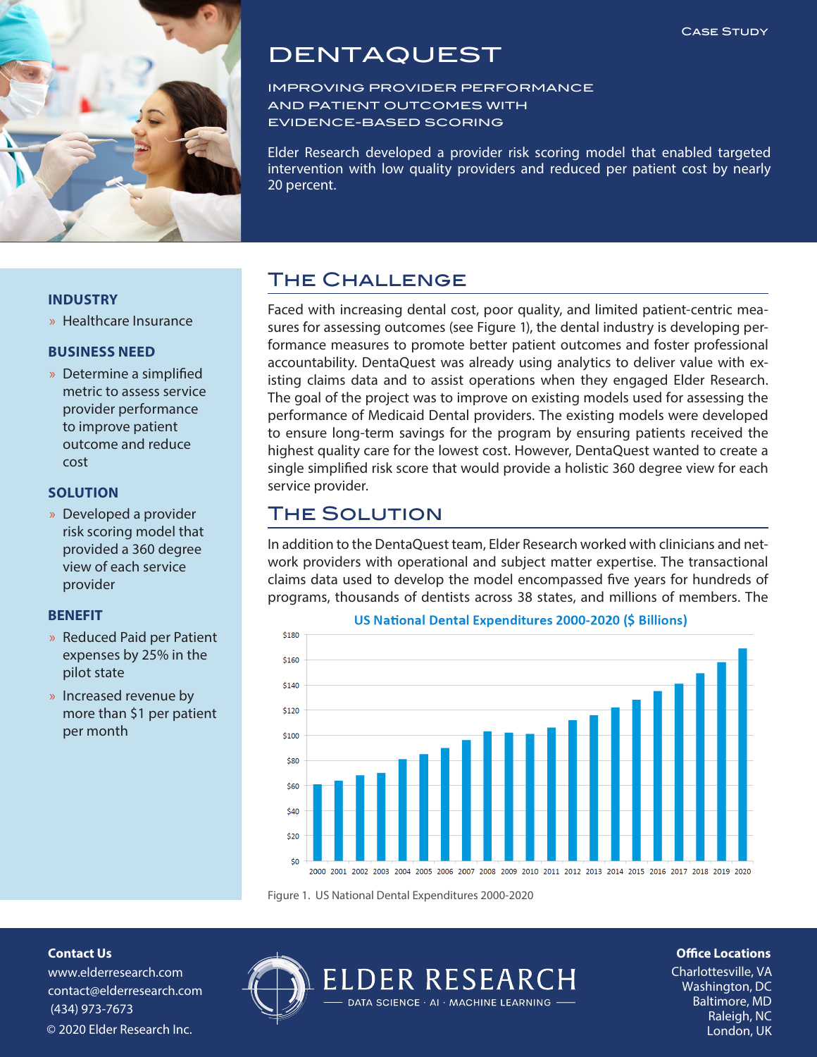Case Study

# DentaQuest

## Improving Provider Performance and Patient Outcomes with Evidence-Based Scoring

Elder Research developed a provider risk scoring model that enabled targeted intervention with low quality providers and reduced per patient cost by nearly 20 percent.

**INDUSTRY**

- Healthcare Insurance

**BUSINESS NEED**

- Determine a simplified metric to assess service provider performance to improve patient outcome and reduce cost

**SOLUTION**

- Developed a provider risk scoring model that provided a 360 degree view of each service provider

**BENEFIT**

- Reduced Paid per Patient expenses by 25% in the pilot state
- Increased revenue by more than $1 per patient per month

## The Challenge

Faced with increasing dental cost, poor quality, and limited patient-centric measures for assessing outcomes (see Figure 1), the dental industry is developing performance measures to promote better patient outcomes and foster professional accountability. DentaQuest was already using analytics to deliver value with existing claims data and to assist operations when they engaged Elder Research. The goal of the project was to improve on existing models used for assessing the performance of Medicaid Dental providers. The existing models were developed to ensure long-term savings for the program by ensuring patients received the highest quality care for the lowest cost. However, DentaQuest wanted to create a single simplified risk score that would provide a holistic 360 degree view for each service provider.

## The Solution

In addition to the DentaQuest team, Elder Research worked with clinicians and network providers with operational and subject matter expertise. The transactional claims data used to develop the model encompassed five years for hundreds of programs, thousands of dentists across 38 states, and millions of members. The

**US National Dental Expenditures 2000-2020 ($ Billions)**

Figure 1. US National Dental Expenditures 2000-2020

**Contact Us**
www.elderresearch.com
contact@elderresearch.com
(434) 973-7673
© 2020 Elder Research Inc.

ELDER RESEARCH
DATA SCIENCE · AI · MACHINE LEARNING

**Office Locations**
Charlottesville, VA
Washington, DC
Baltimore, MD
Raleigh, NC
London, UK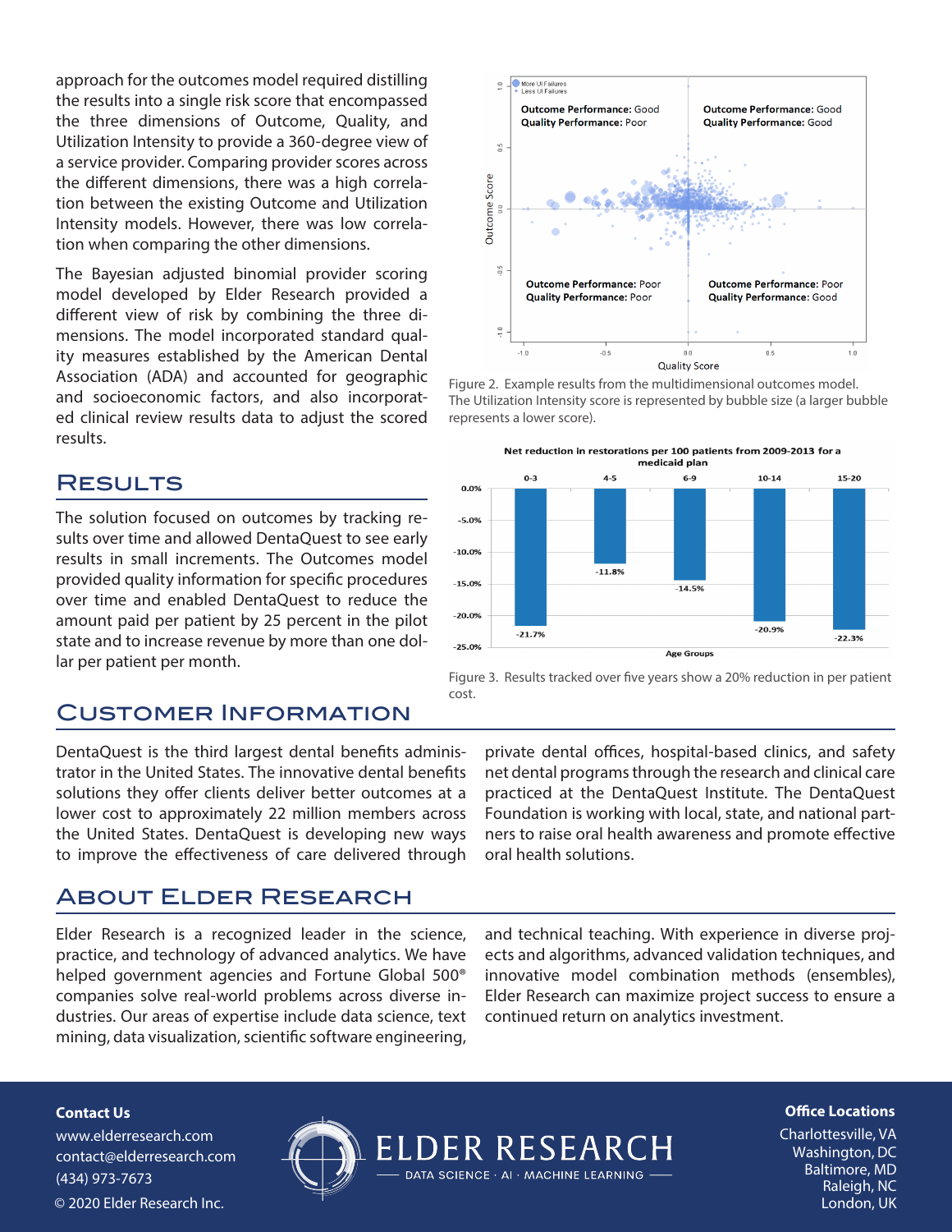approach for the outcomes model required distilling the results into a single risk score that encompassed the three dimensions of Outcome, Quality, and Utilization Intensity to provide a 360-degree view of a service provider. Comparing provider scores across the different dimensions, there was a high correlation between the existing Outcome and Utilization Intensity models. However, there was low correlation when comparing the other dimensions.

The Bayesian adjusted binomial provider scoring model developed by Elder Research provided a different view of risk by combining the three dimensions. The model incorporated standard quality measures established by the American Dental Association (ADA) and accounted for geographic and socioeconomic factors, and also incorporated clinical review results data to adjust the scored results.

More UI Failures
Less UI Failures
Outcome Performance: Good
Quality Performance: Poor
Outcome Performance: Good
Quality Performance: Good
Outcome Performance: Poor
Quality Performance: Poor
Outcome Performance: Poor
Quality Performance: Good
Outcome Score
1.0
0.5
0.0
-0.5
-1.0
Quality Score
-1.0
-0.5
0.0
0.5
1.0

Figure 2. Example results from the multidimensional outcomes model. The Utilization Intensity score is represented by bubble size (a larger bubble represents a lower score).

## Results

The solution focused on outcomes by tracking results over time and allowed DentaQuest to see early results in small increments. The Outcomes model provided quality information for specific procedures over time and enabled DentaQuest to reduce the amount paid per patient by 25 percent in the pilot state and to increase revenue by more than one dollar per patient per month.

Net reduction in restorations per 100 patients from 2009-2013 for a medicaid plan
0-3
4-5
6-9
10-14
15-20
0.0%
-5.0%
-10.0%
-15.0%
-20.0%
-25.0%
-21.7%
-11.8%
-14.5%
-20.9%
-22.3%
Age Groups

Figure 3. Results tracked over five years show a 20% reduction in per patient cost.

## Customer Information

DentaQuest is the third largest dental benefits administrator in the United States. The innovative dental benefits solutions they offer clients deliver better outcomes at a lower cost to approximately 22 million members across the United States. DentaQuest is developing new ways to improve the effectiveness of care delivered through private dental offices, hospital-based clinics, and safety net dental programs through the research and clinical care practiced at the DentaQuest Institute. The DentaQuest Foundation is working with local, state, and national partners to raise oral health awareness and promote effective oral health solutions.

## About Elder Research

Elder Research is a recognized leader in the science, practice, and technology of advanced analytics. We have helped government agencies and Fortune Global 500® companies solve real-world problems across diverse industries. Our areas of expertise include data science, text mining, data visualization, scientific software engineering, and technical teaching. With experience in diverse projects and algorithms, advanced validation techniques, and innovative model combination methods (ensembles), Elder Research can maximize project success to ensure a continued return on analytics investment.

**Contact Us**

www.elderresearch.com
contact@elderresearch.com
(434) 973-7673
© 2020 Elder Research Inc.

ELDER RESEARCH
DATA SCIENCE · AI · MACHINE LEARNING

**Office Locations**

Charlottesville, VA
Washington, DC
Baltimore, MD
Raleigh, NC
London, UK